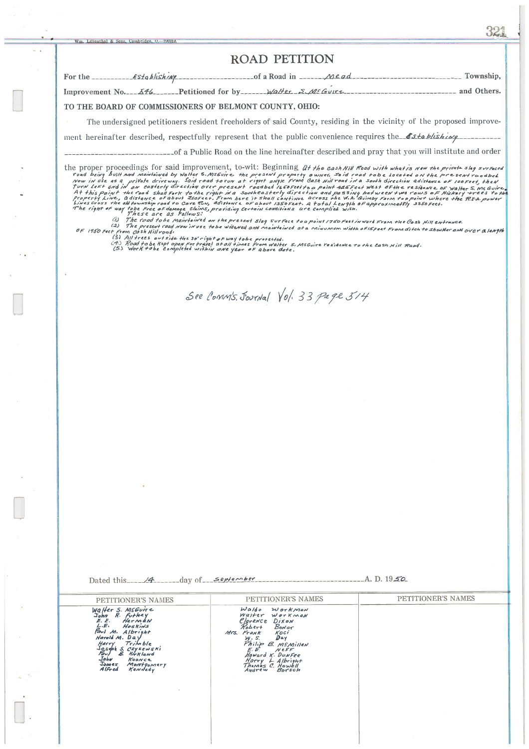Wm. Lilienthal & Sons, Cambridge, O.—29009A

# ROAD PETITION

For the Establishing of a Road in Mead Township,

Improvement No. 546 Petitioned for by Walter S. McGuire and Others.

**TO THE BOARD OF COMMISSIONERS OF BELMONT COUNTY, OHIO:**

The undersigned petitioners resident freeholders of said County, residing in the vicinity of the proposed improvement hereinafter described, respectfully represent that the public convenience requires the Establishing of a Public Road on the line hereinafter described and pray that you will institute and order the proper proceedings for said improvement, to-wit: Beginning At the Cash Hill Road with what is now the private slag surfaced road being built and maintained by Walter S. McGuire the present property owner. Said road to be located on the present roadbed now in use as a private driveway. Said road to run at right angle from Cash Hill road in a South direction a distance of 100 feet, then turn left and in an easterly direction over present roadbed 1650 feet to a point 425 feet west of the residence of Walter S. McGuire. At this point the road shall fork to the right in a southeasterly direction and passing between two rows of Hickory trees to the property line, a distance of about 250 feet. From here it shall continue across the W. A. Quimby farm to a point where the R.E.A. power lines cross the old township road to Cove Run, a distance of about 1350 feet. A total length of approximately 3350 feet.
The right of way to be free of damage claims, providing certain conditions are complied with.
These are as follows:

(1) The road to be maintained on the present slag surface to a point 1750 feet inward from the Cash Hill entrance.
(2) The present road now in use to be widened and maintained at a minimum width of 15 feet from ditch to shoulder and over a length of 1750 feet from Cash Hill road.
(3) All trees outside the 30' right of way to be protected.
(4) Road to be kept open for travel at all times from Walter S. McGuire residence to the Cash Hill Road.
(5) Work to be completed within one year of above date.

See Comm's. Journal Vol. 33 Page 514

Dated this 14 day of September A. D. 1950

| PETITIONER'S NAMES | PETITIONER'S NAMES | PETITIONER'S NAMES |
|---|---|---|
| Walter S. McGuire | Waldo Workman | |
| John R. Furney | Walter Workman | |
| E. E. Herman | Clarence Dixon | |
| L. E. Hoskins | Robert Bonar | |
| Paul M. Albright | Mrs. Frank Koci | |
| Harold M. Day | W. S. Day | |
| Harry Trimble | Philip B. McMillen | |
| Joseph S. Czyzewski | E. E. Neff | |
| Paul B. Kirkland | Howard K. DunFee | |
| John Koonce | Harry L. Albright | |
| James Montgomery | Thomas C. Howell | |
| Alfred Kennedy | Andrew Borsch | |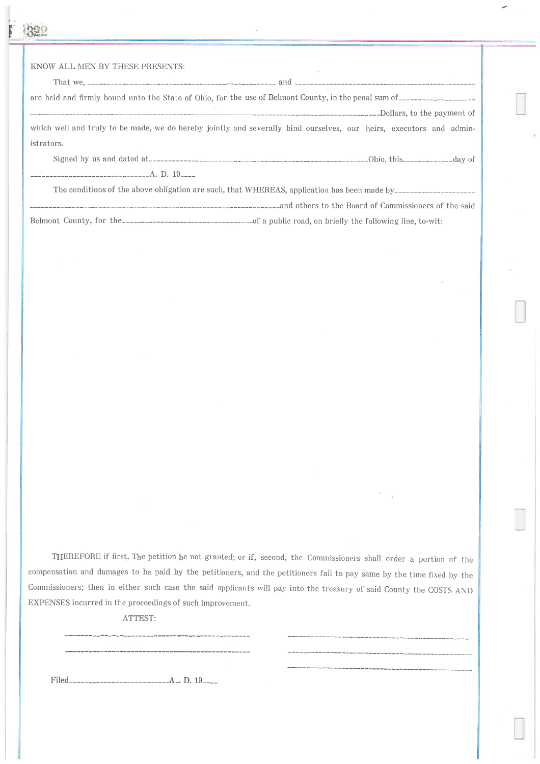KNOW ALL MEN BY THESE PRESENTS:

That we, ______________________________________________ and ______________________________________________

are held and firmly bound unto the State of Ohio, for the use of Belmont County, in the penal sum of____________________

______________________________________________________________________________Dollars, to the payment of which well and truly to be made, we do hereby jointly and severally bind ourselves, our heirs, executors and administrators.

Signed by us and dated at______________________________________________________Ohio, this____________day of

______________________________A. D. 19____

The conditions of the above obligation are such, that WHEREAS, application has been made by____________________

________________________________________________________________and others to the Board of Commissioners of the said Belmont County, for the________________________________of a public road, on briefly the following line, to-wit:

THEREFORE if first, The petition be not granted; or if, second, the Commissioners shall order a portion of the compensation and damages to be paid by the petitioners, and the petitioners fail to pay same by the time fixed by the Commissioners; then in either such case the said applicants will pay into the treasury of said County the COSTS AND EXPENSES incurred in the proceedings of such improvement.

ATTEST:

______________________________________________ ______________________________________________

______________________________________________ ______________________________________________

______________________________________________

Filed__________________________A. D. 19____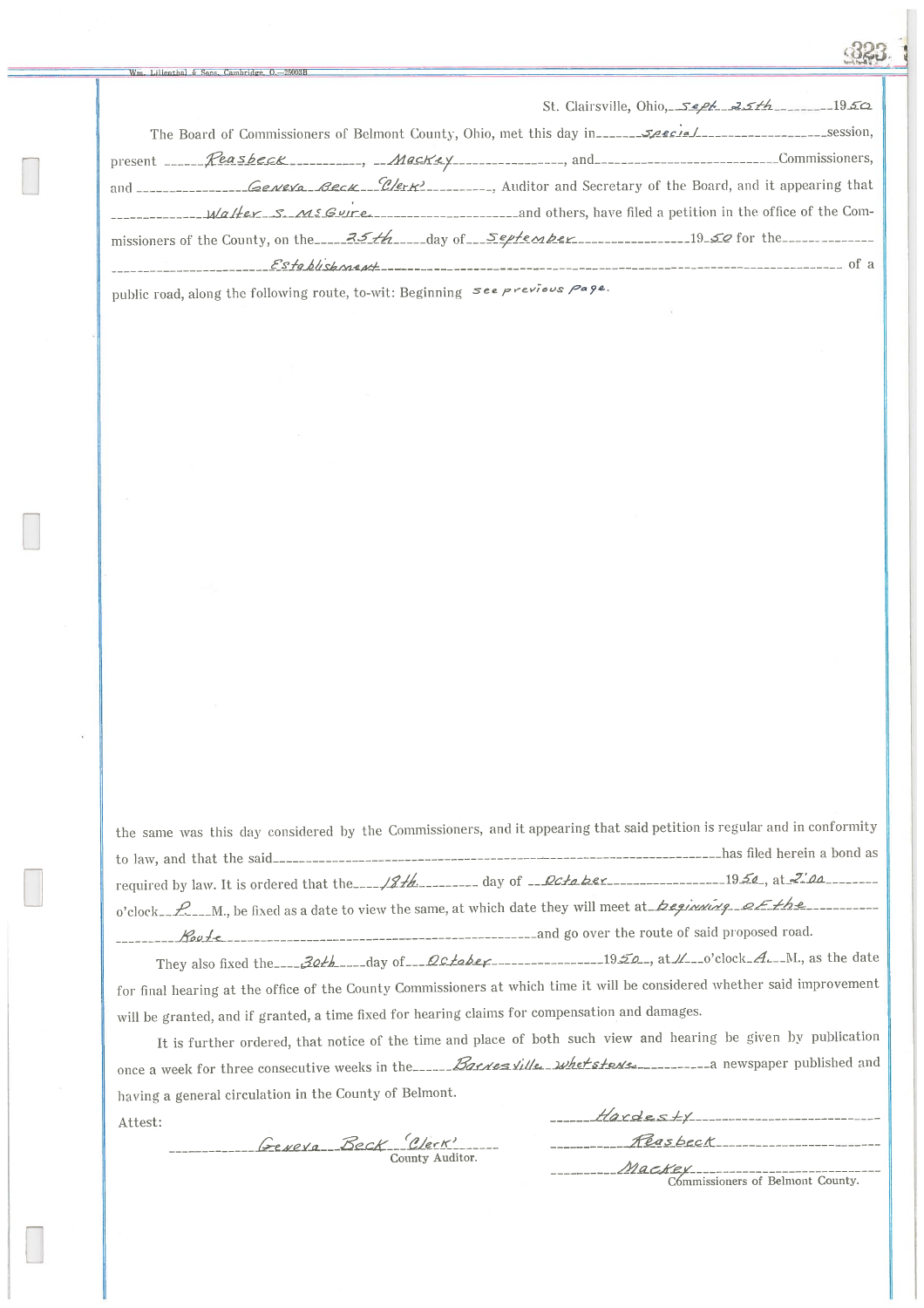St. Clairsville, Ohio, Sept 25th 1950

The Board of Commissioners of Belmont County, Ohio, met this day in Special session, present Reasbeck, Mackey, and \_\_\_\_\_\_ Commissioners, and Geneva Beck 'Clerk', Auditor and Secretary of the Board, and it appearing that Walter S. McGuire and others, have filed a petition in the office of the Commissioners of the County, on the 25th day of September 1950 for the Establishment of a public road, along the following route, to-wit: Beginning see previous Page.

the same was this day considered by the Commissioners, and it appearing that said petition is regular and in conformity to law, and that the said \_\_\_\_\_\_ has filed herein a bond as required by law. It is ordered that the 18th day of October 1950, at 2:00 o'clock P.M., be fixed as a date to view the same, at which date they will meet at beginning of the Route and go over the route of said proposed road.

They also fixed the 30th day of October 1950, at 11 o'clock A.M., as the date for final hearing at the office of the County Commissioners at which time it will be considered whether said improvement will be granted, and if granted, a time fixed for hearing claims for compensation and damages.

It is further ordered, that notice of the time and place of both such view and hearing be given by publication once a week for three consecutive weeks in the Barnesville Whetstone a newspaper published and having a general circulation in the County of Belmont.

Attest:

Geneva Beck 'Clerk'
County Auditor.

Hardesty
Reasbeck
Mackey
Commissioners of Belmont County.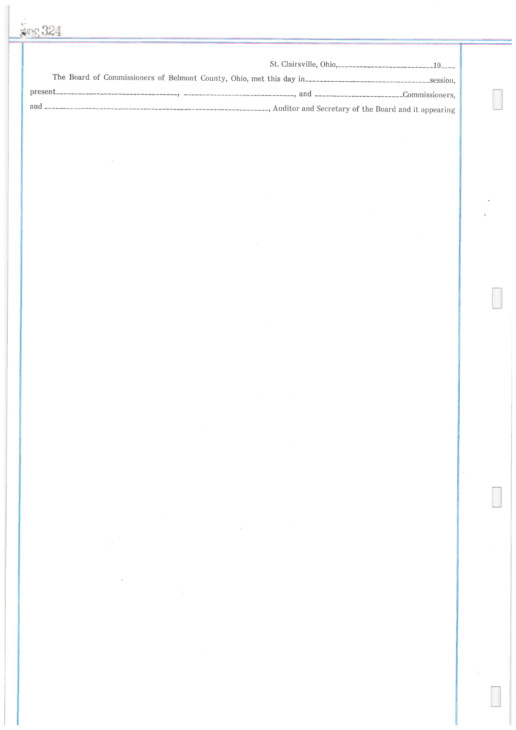St. Clairsville, Ohio,__________________________19____

The Board of Commissioners of Belmont County, Ohio, met this day in__________________________________session, present__________________________________, _____________________________, and _______________________Commissioners, and ____________________________________________________________, Auditor and Secretary of the Board and it appearing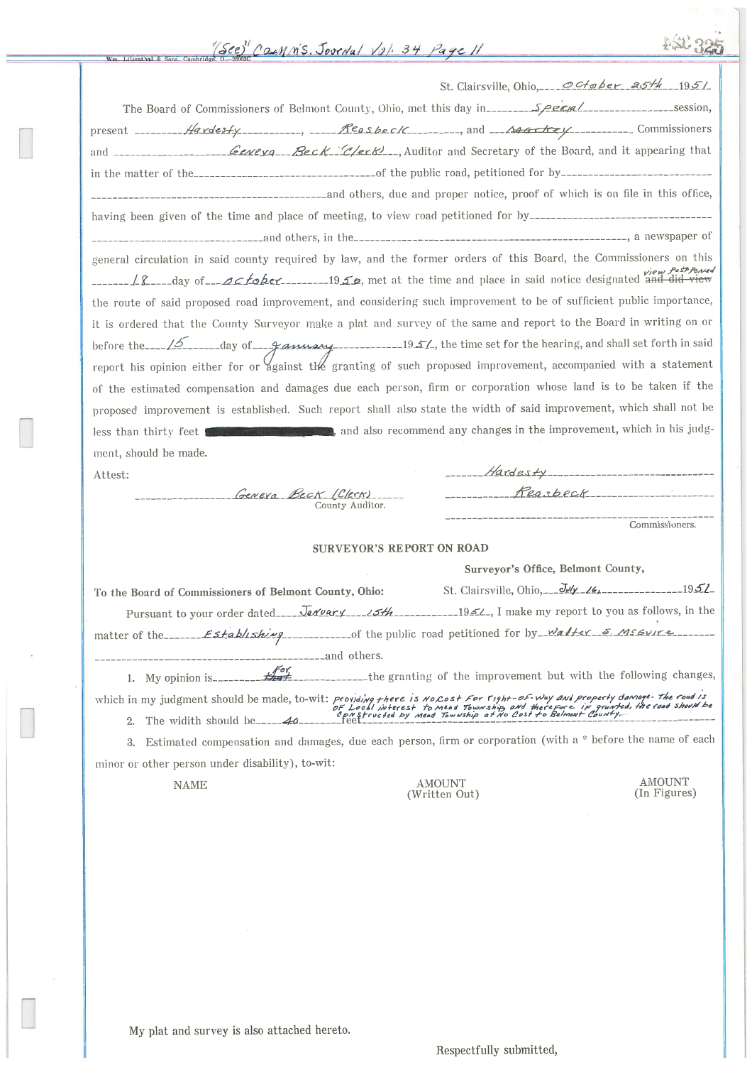"(See)" Comm'S. Journal Vol. 34 Page 11

Wm. Lilienthal & Sons, Cambridge, O.—2008C

St. Clairsville, Ohio, October 25th 1951

The Board of Commissioners of Belmont County, Ohio, met this day in Special session, present Hardesty, Reasbeck, and ~~Markey~~ Commissioners and Geneva Beck (Clerk), Auditor and Secretary of the Board, and it appearing that in the matter of the ______ of the public road, petitioned for by ______ and others, due and proper notice, proof of which is on file in this office, having been given of the time and place of meeting, to view road petitioned for by ______ and others, in the ______, a newspaper of general circulation in said county required by law, and the former orders of this Board, the Commissioners on this 18 day of October 1950, met at the time and place in said notice designated ~~and did view~~ view postponed the route of said proposed road improvement, and considering such improvement to be of sufficient public importance, it is ordered that the County Surveyor make a plat and survey of the same and report to the Board in writing on or before the 15 day of January 1951, the time set for the hearing, and shall set forth in said report his opinion either for or against the granting of such proposed improvement, accompanied with a statement of the estimated compensation and damages due each person, firm or corporation whose land is to be taken if the proposed improvement is established. Such report shall also state the width of said improvement, which shall not be less than thirty feet ██████, and also recommend any changes in the improvement, which in his judgment, should be made.

Attest:

Geneva Beck (Clerk)
County Auditor.

Hardesty
Reasbeck
______
Commissioners.

## SURVEYOR'S REPORT ON ROAD

Surveyor's Office, Belmont County,

To the Board of Commissioners of Belmont County, Ohio:

St. Clairsville, Ohio, July 16, 1951

Pursuant to your order dated January 15th 1951, I make my report to you as follows, in the matter of the Establishing of the public road petitioned for by Walter S. McGuire and others.

1. My opinion is ~~that~~ For the granting of the improvement but with the following changes, which in my judgment should be made, to-wit: providing there is no cost for right-of-way and property damage. The road is of local interest to Mead Township and therefore if granted, the road should be constructed by Mead Township at no cost to Belmont County.

2. The width should be 40 feet

3. Estimated compensation and damages, due each person, firm or corporation (with a * before the name of each minor or other person under disability), to-wit:

| NAME | AMOUNT (Written Out) | AMOUNT (In Figures) |
|---|---|---|

My plat and survey is also attached hereto.

Respectfully submitted,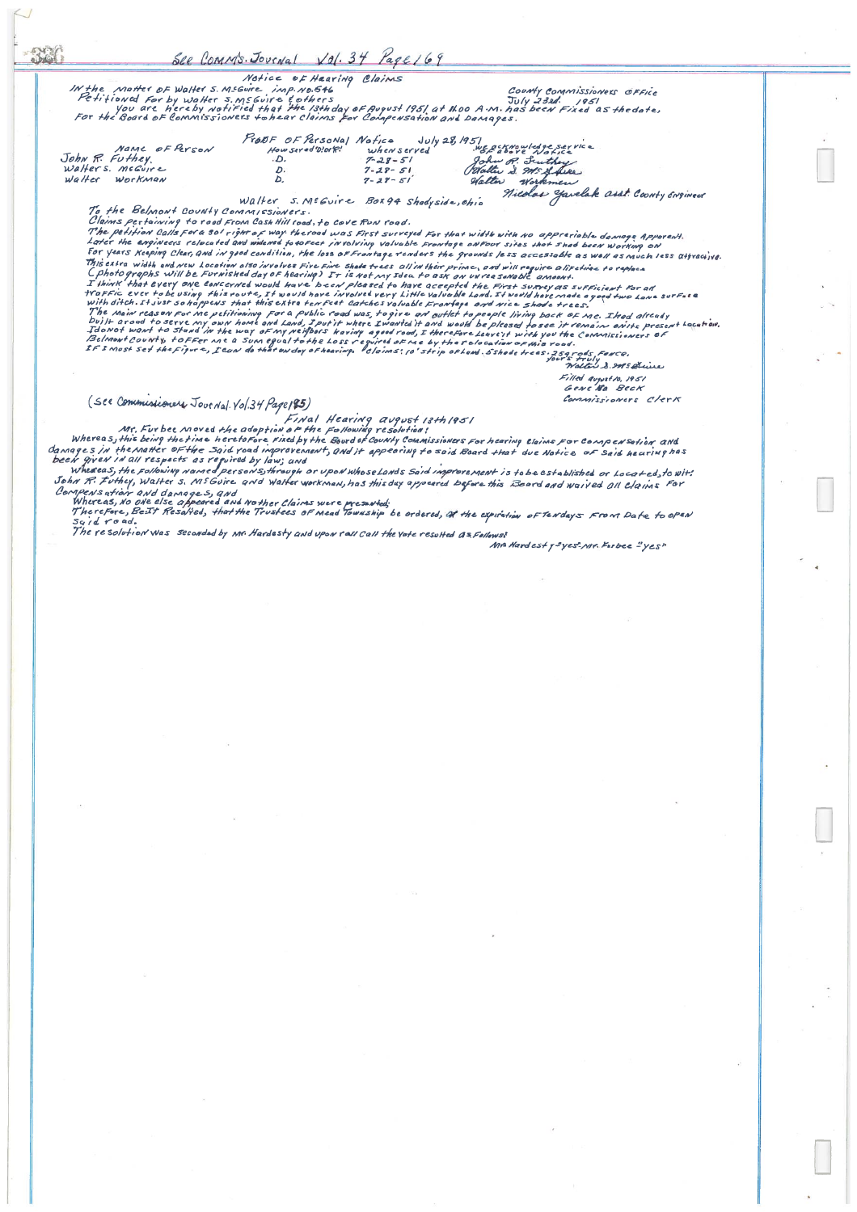See Comm's. Journal Vol. 34 Page 169

Notice of Hearing Claims

In the matter of Walter S. McGuire imp. No. 546 — County Commissioners Office
Petitioned for by Walter S. McGuire & others — July 23rd 1951

You are hereby notified that the 13th day of August 1951 at 11:00 A.M. has been fixed as the date, for the Board of Commissioners to hear claims for compensation and damages.

Proof of Personal Notice July 28, 1951

| Name of Person | How served "D" or "R" | When served | We acknowledge service of above notice |
|---|---|---|---|
| John R. Futhey | D. | 7-28-51 | John R. Futhey |
| Walter S. McGuire | D. | 7-28-51 | Walter S. McGuire |
| Walter Workman | D. | 7-28-51 | Walter Workman |

Nicholas Yavelak asst. County Engineer

Walter S. McGuire Box 94 Shadyside, Ohio

To the Belmont County Commissioners.

Claims pertaining to road from Cash Hill road, to Cove Run road.

The petition calls for a 30' right of way. The road was first surveyed for that width with no appreciable damage apparent. Later the engineers relocated and widened to 40 feet involving valuable frontage on four sites that I had been working on for years keeping clear, and in good condition, the loss of frontage renders the grounds less accessable as well as much less attractive. This extra width and new location also involves five fine shade trees all in their prime, and will require a lifetime to replace (photographs will be furnished day of hearing) It is not my idea to ask an unreasonable amount.

I think that every one concerned would have been pleased to have accepted the first survey as sufficient for all traffic ever to be using this route, it would have involved very little valuable land. It would have made a good two lane surface with ditch. It just so happens that this extra ten feet catches valuable frontage and nice shade trees.

The main reason for me petitioning for a public road was, to give an outlet to people living back of me. I had already built a road to serve my own home and land, I put it where I wanted it and would be pleased to see it remain on its present location. I do not want to stand in the way of my neighbors having a good road, I therefore leave it with you the Commissioners of Belmont County, to offer me a sum equal to the loss required of me by the relocation of this road.

If I must set the figure, I can do that on day of hearing. Claims: 10' strip of land. 5 shade trees. 25 rods fence.

Yours truly
Walter S. McGuire

Filed August 10, 1951
Gene Ma Beck
Commissioners Clerk

(See Commissioners Journal Vol. 34 Page 185)

Final Hearing August 13th 1951

Mr. Furbee moved the adoption of the following resolution:

Whereas, this being the time heretofore fixed by the Board of County Commissioners for hearing claims for compensation and damages in the matter of the said road improvement, and it appearing to said Board that due notice of said hearing has been given in all respects as required by law; and

Whereas, the following named persons, through or upon whose lands said improvement is to be established or located, to wit: John R. Futhey, Walter S. McGuire and Walter Workman, has this day appeared before this Board and waived all claims for compensation and damages, and

Whereas, no one else appeared and no other claims were presented;

Therefore, Be It Resolved, that the Trustees of Mead Township be ordered, at the expiration of ten days from date to open said road.

The resolution was seconded by Mr. Hardesty and upon roll call the vote resulted as follows:

Mr. Hardesty "yes". Mr. Furbee "yes"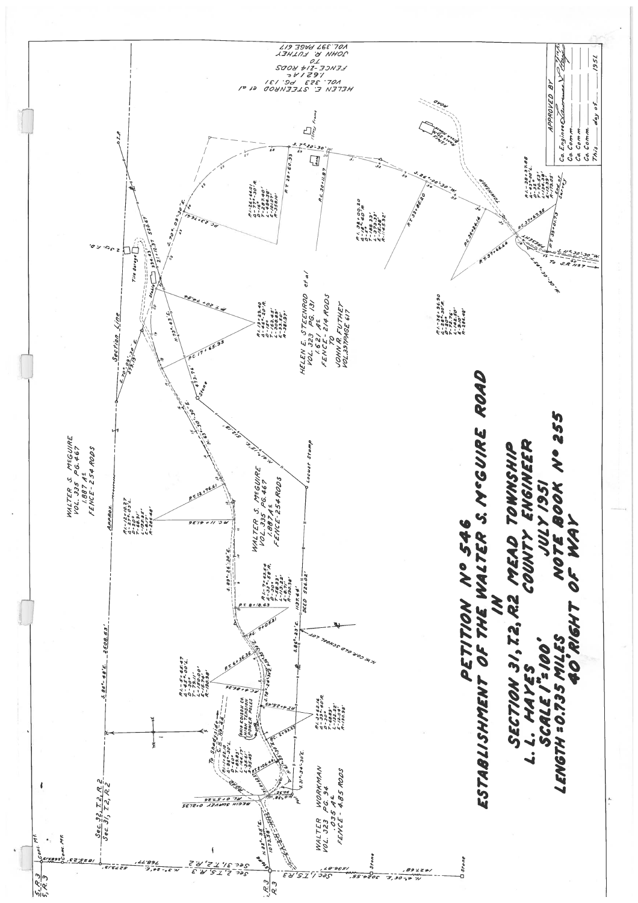# PETITION Nº 546

## ESTABLISHMENT OF THE WALTER S. McGUIRE ROAD

### IN

### SECTION 31, T.2, R.2 MEAD TOWNSHIP

L. L. HAYES — COUNTY ENGINEER

SCALE 1"=100' — JULY 1951

LENGTH = 0.735 MILES — NOTE BOOK Nº 255

40' RIGHT OF WAY

---

WALTER S. McGUIRE
VOL. 335 PG. 467
1.887 A.
FENCE - 254 RODS

WALTER S. McGUIRE
VOL. 335 PG. 467
1.887 A.
FENCE - 254 RODS

HELEN E. STEENROD et al
VOL. 323 PG. 131
1.621 A.
FENCE - 214 RODS
TO
JOHN R. FUTHEY
VOL. 337 PAGE 617

HELEN E. STEENROD et al
VOL. 323 PG. 131
1.621 Ac.
FENCE - 214 RODS
TO
JOHN R. FUTHEY
VOL. 337 PAGE 617

WALTER WORKMAN
VOL. 323 PG. 94
.035 A.
FENCE - 4.85 RODS

Sec. 32, T.2, R.2
Sec. 31, T.2, R.2
Sec. 31, T.2, R.2
Sec. 2, T.5, R.3
Sec. 1, T.5, R.3

Section Line

To Shadyside — S.R. Nº 7
To S.R. Nº 7

OHIO EDISON CO. POWER POLES

N.W. COR. OLD SCHOOL LOT

BEGIN SURVEY 0+00

Locust Stump

Stone

Tile Garage

| APPROVED BY | |
|---|---|
| Co. Engineer | |
| Co. Comm. | |
| Co. Comm. | |
| Co. Comm. | |
| This ___ day of ___ 1951. | |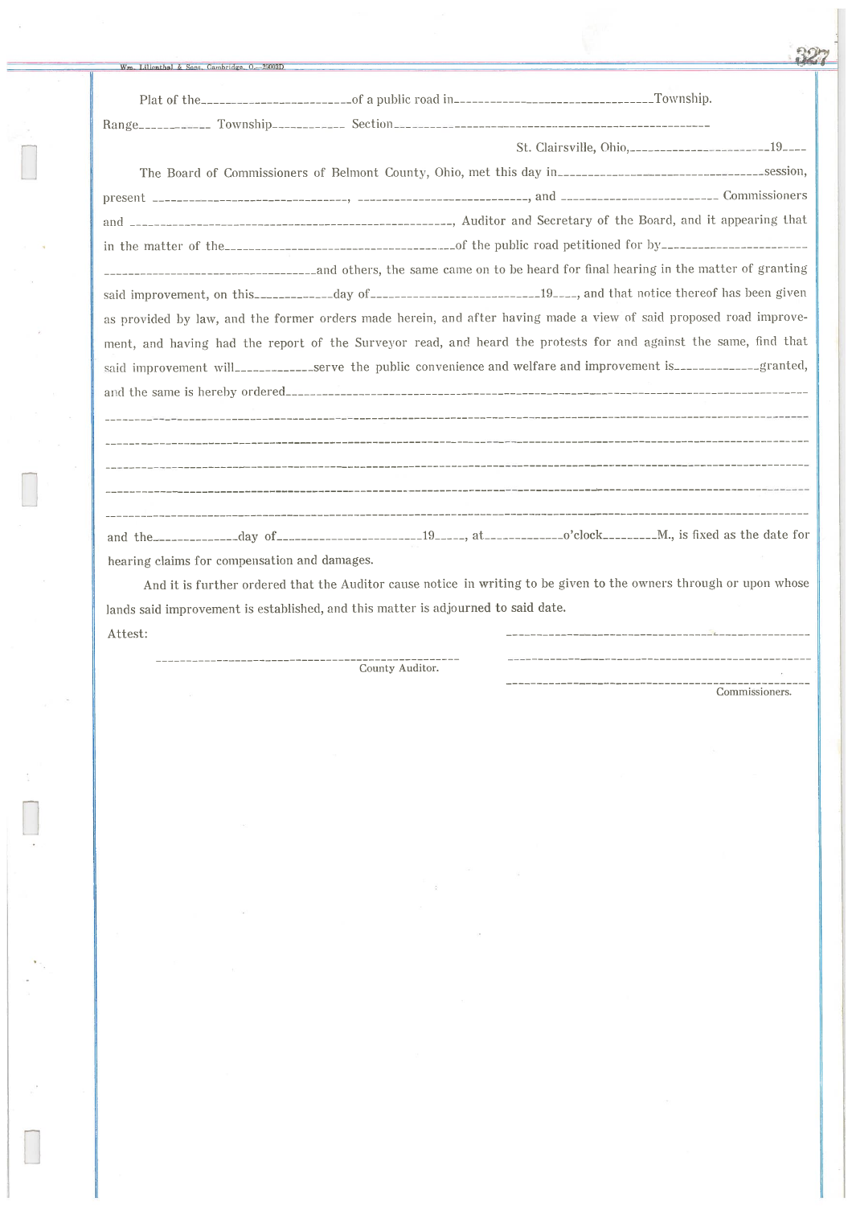Wm. Lilienthal & Sons, Cambridge, O.—25803D

Plat of the\_\_\_\_\_\_\_\_\_\_\_\_\_\_\_\_\_\_\_\_\_\_\_\_\_of a public road in\_\_\_\_\_\_\_\_\_\_\_\_\_\_\_\_\_\_\_\_\_\_\_\_\_\_\_\_\_\_\_\_Township.

Range\_\_\_\_\_\_\_\_\_\_\_ Township\_\_\_\_\_\_\_\_\_\_\_ Section\_\_\_\_\_\_\_\_\_\_\_\_\_\_\_\_\_\_\_\_\_\_\_\_\_\_\_\_\_\_\_\_\_\_\_\_\_\_\_\_\_\_\_\_\_\_\_\_\_\_\_

St. Clairsville, Ohio,\_\_\_\_\_\_\_\_\_\_\_\_\_\_\_\_\_\_\_\_\_\_19\_\_\_\_

The Board of Commissioners of Belmont County, Ohio, met this day in\_\_\_\_\_\_\_\_\_\_\_\_\_\_\_\_\_\_\_\_\_\_\_\_\_\_\_\_\_\_\_\_\_\_session, present \_\_\_\_\_\_\_\_\_\_\_\_\_\_\_\_\_\_\_\_\_\_\_\_\_\_\_\_\_\_\_, \_\_\_\_\_\_\_\_\_\_\_\_\_\_\_\_\_\_\_\_\_\_\_\_\_\_\_\_, and \_\_\_\_\_\_\_\_\_\_\_\_\_\_\_\_\_\_\_\_\_\_\_\_\_ Commissioners and \_\_\_\_\_\_\_\_\_\_\_\_\_\_\_\_\_\_\_\_\_\_\_\_\_\_\_\_\_\_\_\_\_\_\_\_\_\_\_\_\_\_\_\_\_\_\_\_\_\_\_, Auditor and Secretary of the Board, and it appearing that in the matter of the\_\_\_\_\_\_\_\_\_\_\_\_\_\_\_\_\_\_\_\_\_\_\_\_\_\_\_\_\_\_\_\_\_\_\_\_of the public road petitioned for by\_\_\_\_\_\_\_\_\_\_\_\_\_\_\_\_\_\_\_\_\_\_\_\_\_\_\_\_\_\_\_\_\_\_\_\_\_\_\_\_\_\_\_\_\_\_\_\_\_\_\_\_\_\_\_\_\_\_and others, the same came on to be heard for final hearing in the matter of granting said improvement, on this\_\_\_\_\_\_\_\_\_\_\_\_day of\_\_\_\_\_\_\_\_\_\_\_\_\_\_\_\_\_\_\_\_\_\_\_\_\_\_\_19\_\_\_\_, and that notice thereof has been given as provided by law, and the former orders made herein, and after having made a view of said proposed road improvement, and having had the report of the Surveyor read, and heard the protests for and against the same, find that said improvement will\_\_\_\_\_\_\_\_\_\_\_\_\_serve the public convenience and welfare and improvement is\_\_\_\_\_\_\_\_\_\_\_\_\_\_granted, and the same is hereby ordered\_\_\_\_\_\_\_\_\_\_\_\_\_\_\_\_\_\_\_\_\_\_\_\_\_\_\_\_\_\_\_\_\_\_\_\_\_\_\_\_\_\_\_\_\_\_\_\_\_\_\_\_\_\_\_\_\_\_\_\_\_\_\_\_\_\_\_\_\_\_\_\_\_\_\_\_\_\_\_\_

\_\_\_\_\_\_\_\_\_\_\_\_\_\_\_\_\_\_\_\_\_\_\_\_\_\_\_\_\_\_\_\_\_\_\_\_\_\_\_\_\_\_\_\_\_\_\_\_\_\_\_\_\_\_\_\_\_\_\_\_\_\_\_\_\_\_\_\_\_\_\_\_\_\_\_\_\_\_\_\_\_\_\_\_\_\_\_\_\_\_\_\_\_\_\_\_\_\_\_\_\_\_\_\_\_\_\_\_\_\_\_\_

\_\_\_\_\_\_\_\_\_\_\_\_\_\_\_\_\_\_\_\_\_\_\_\_\_\_\_\_\_\_\_\_\_\_\_\_\_\_\_\_\_\_\_\_\_\_\_\_\_\_\_\_\_\_\_\_\_\_\_\_\_\_\_\_\_\_\_\_\_\_\_\_\_\_\_\_\_\_\_\_\_\_\_\_\_\_\_\_\_\_\_\_\_\_\_\_\_\_\_\_\_\_\_\_\_\_\_\_\_\_\_\_

\_\_\_\_\_\_\_\_\_\_\_\_\_\_\_\_\_\_\_\_\_\_\_\_\_\_\_\_\_\_\_\_\_\_\_\_\_\_\_\_\_\_\_\_\_\_\_\_\_\_\_\_\_\_\_\_\_\_\_\_\_\_\_\_\_\_\_\_\_\_\_\_\_\_\_\_\_\_\_\_\_\_\_\_\_\_\_\_\_\_\_\_\_\_\_\_\_\_\_\_\_\_\_\_\_\_\_\_\_\_\_\_

\_\_\_\_\_\_\_\_\_\_\_\_\_\_\_\_\_\_\_\_\_\_\_\_\_\_\_\_\_\_\_\_\_\_\_\_\_\_\_\_\_\_\_\_\_\_\_\_\_\_\_\_\_\_\_\_\_\_\_\_\_\_\_\_\_\_\_\_\_\_\_\_\_\_\_\_\_\_\_\_\_\_\_\_\_\_\_\_\_\_\_\_\_\_\_\_\_\_\_\_\_\_\_\_\_\_\_\_\_\_\_\_

\_\_\_\_\_\_\_\_\_\_\_\_\_\_\_\_\_\_\_\_\_\_\_\_\_\_\_\_\_\_\_\_\_\_\_\_\_\_\_\_\_\_\_\_\_\_\_\_\_\_\_\_\_\_\_\_\_\_\_\_\_\_\_\_\_\_\_\_\_\_\_\_\_\_\_\_\_\_\_\_\_\_\_\_\_\_\_\_\_\_\_\_\_\_\_\_\_\_\_\_\_\_\_\_\_\_\_\_\_\_\_\_

and the\_\_\_\_\_\_\_\_\_\_\_\_\_\_day of\_\_\_\_\_\_\_\_\_\_\_\_\_\_\_\_\_\_\_\_\_\_\_\_19\_\_\_\_\_, at\_\_\_\_\_\_\_\_\_\_\_\_\_o'clock\_\_\_\_\_\_\_\_\_M., is fixed as the date for hearing claims for compensation and damages.

And it is further ordered that the Auditor cause notice in writing to be given to the owners through or upon whose lands said improvement is established, and this matter is adjourned to said date.

Attest:

\_\_\_\_\_\_\_\_\_\_\_\_\_\_\_\_\_\_\_\_\_\_\_\_\_\_\_\_\_\_\_\_\_\_\_\_\_\_\_\_\_\_\_\_\_\_\_\_\_\_\_\_\_
County Auditor.

\_\_\_\_\_\_\_\_\_\_\_\_\_\_\_\_\_\_\_\_\_\_\_\_\_\_\_\_\_\_\_\_\_\_\_\_\_\_\_\_\_\_\_\_\_\_\_\_\_\_\_\_

\_\_\_\_\_\_\_\_\_\_\_\_\_\_\_\_\_\_\_\_\_\_\_\_\_\_\_\_\_\_\_\_\_\_\_\_\_\_\_\_\_\_\_\_\_\_\_\_\_\_\_\_

\_\_\_\_\_\_\_\_\_\_\_\_\_\_\_\_\_\_\_\_\_\_\_\_\_\_\_\_\_\_\_\_\_\_\_\_\_\_\_\_\_\_\_\_\_\_\_\_\_\_\_\_
Commissioners.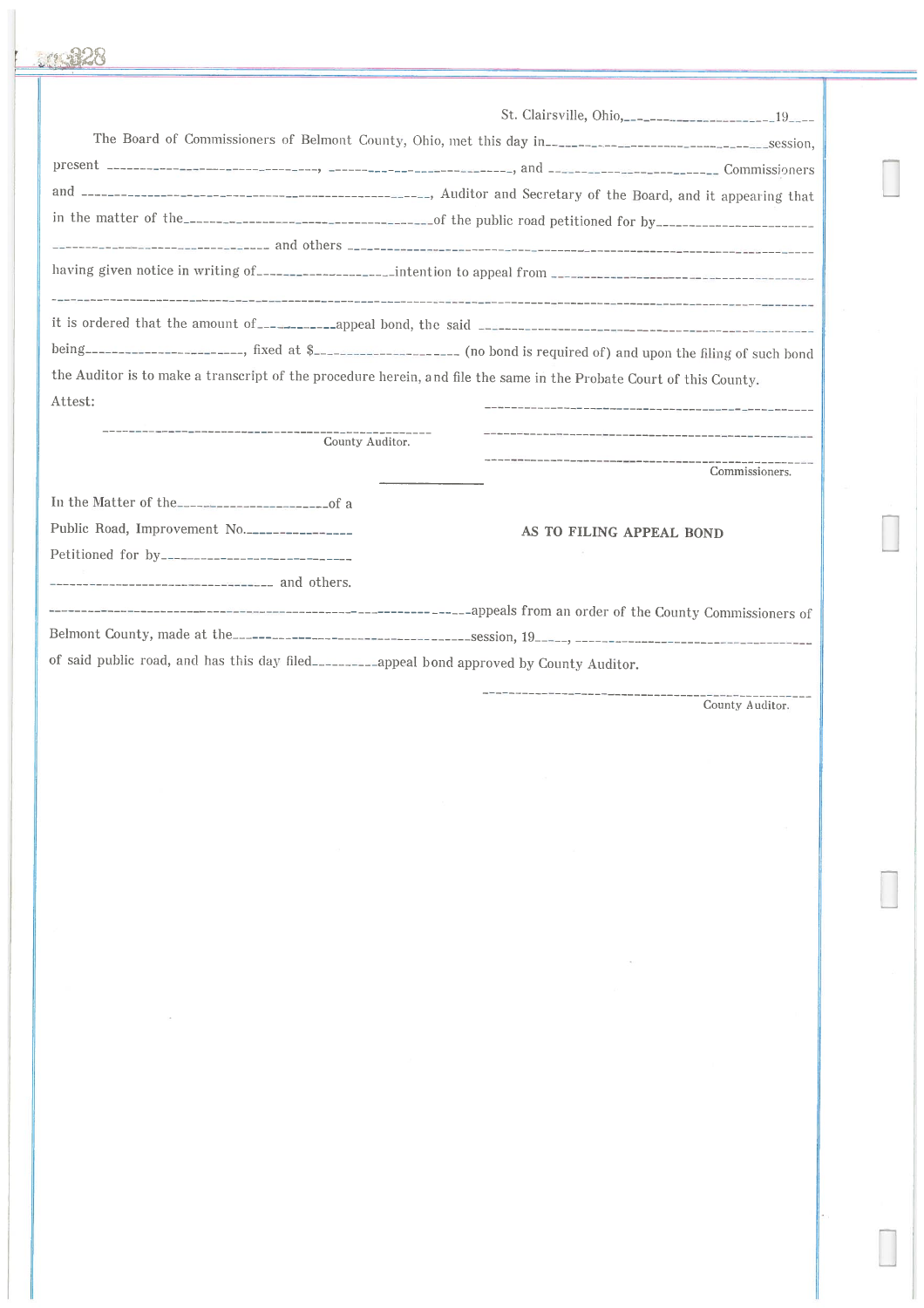St. Clairsville, Ohio,\_\_\_\_\_\_\_\_\_\_\_\_\_\_\_\_\_\_\_\_\_\_19\_\_\_\_

The Board of Commissioners of Belmont County, Ohio, met this day in\_\_\_\_\_\_\_\_\_\_\_\_\_\_\_\_\_\_\_\_\_\_\_\_\_\_\_\_\_\_\_\_session, present \_\_\_\_\_\_\_\_\_\_\_\_\_\_\_\_\_\_\_\_\_\_\_\_\_\_\_\_\_\_, \_\_\_\_\_\_\_\_\_\_\_\_\_\_\_\_\_\_\_\_\_\_\_\_\_\_, and \_\_\_\_\_\_\_\_\_\_\_\_\_\_\_\_\_\_\_\_\_\_\_\_\_\_ Commissioners and \_\_\_\_\_\_\_\_\_\_\_\_\_\_\_\_\_\_\_\_\_\_\_\_\_\_\_\_\_\_\_\_\_\_\_\_\_\_\_\_\_\_\_\_\_\_\_\_, Auditor and Secretary of the Board, and it appearing that in the matter of the\_\_\_\_\_\_\_\_\_\_\_\_\_\_\_\_\_\_\_\_\_\_\_\_\_\_\_\_\_\_\_\_\_\_\_\_of the public road petitioned for by\_\_\_\_\_\_\_\_\_\_\_\_\_\_\_\_\_\_\_\_\_\_\_\_

\_\_\_\_\_\_\_\_\_\_\_\_\_\_\_\_\_\_\_\_\_\_\_\_\_\_\_\_\_\_\_ and others \_\_\_\_\_\_\_\_\_\_\_\_\_\_\_\_\_\_\_\_\_\_\_\_\_\_\_\_\_\_\_\_\_\_\_\_\_\_\_\_\_\_\_\_\_\_\_\_\_\_\_\_\_\_\_\_\_\_

having given notice in writing of\_\_\_\_\_\_\_\_\_\_\_\_\_\_\_\_\_\_\_intention to appeal from \_\_\_\_\_\_\_\_\_\_\_\_\_\_\_\_\_\_\_\_\_\_\_\_\_\_\_\_\_\_\_\_\_\_\_\_

\_\_\_\_\_\_\_\_\_\_\_\_\_\_\_\_\_\_\_\_\_\_\_\_\_\_\_\_\_\_\_\_\_\_\_\_\_\_\_\_\_\_\_\_\_\_\_\_\_\_\_\_\_\_\_\_\_\_\_\_\_\_\_\_\_\_\_\_\_\_\_\_\_\_\_\_\_\_\_\_\_\_\_\_\_\_\_\_\_

it is ordered that the amount of\_\_\_\_\_\_\_\_\_\_\_appeal bond, the said \_\_\_\_\_\_\_\_\_\_\_\_\_\_\_\_\_\_\_\_\_\_\_\_\_\_\_\_\_\_\_\_\_\_\_\_\_\_\_\_\_\_\_ being\_\_\_\_\_\_\_\_\_\_\_\_\_\_\_\_\_\_\_\_\_\_\_\_, fixed at $\_\_\_\_\_\_\_\_\_\_\_\_\_\_\_\_\_\_\_\_\_ (no bond is required of) and upon the filing of such bond the Auditor is to make a transcript of the procedure herein, and file the same in the Probate Court of this County.

Attest:

\_\_\_\_\_\_\_\_\_\_\_\_\_\_\_\_\_\_\_\_\_\_\_\_\_\_\_\_\_\_\_\_\_\_\_\_\_\_\_\_\_\_\_\_\_\_\_\_
County Auditor.

\_\_\_\_\_\_\_\_\_\_\_\_\_\_\_\_\_\_\_\_\_\_\_\_\_\_\_\_\_\_\_\_\_\_\_\_\_\_\_\_\_\_\_\_\_\_\_\_

\_\_\_\_\_\_\_\_\_\_\_\_\_\_\_\_\_\_\_\_\_\_\_\_\_\_\_\_\_\_\_\_\_\_\_\_\_\_\_\_\_\_\_\_\_\_\_\_

\_\_\_\_\_\_\_\_\_\_\_\_\_\_\_\_\_\_\_\_\_\_\_\_\_\_\_\_\_\_\_\_\_\_\_\_\_\_\_\_\_\_\_\_\_\_\_\_
Commissioners.

---

In the Matter of the\_\_\_\_\_\_\_\_\_\_\_\_\_\_\_\_\_\_\_\_\_\_of a
Public Road, Improvement No.\_\_\_\_\_\_\_\_\_\_\_\_\_\_\_\_
Petitioned for by\_\_\_\_\_\_\_\_\_\_\_\_\_\_\_\_\_\_\_\_\_\_\_\_\_\_\_\_
\_\_\_\_\_\_\_\_\_\_\_\_\_\_\_\_\_\_\_\_\_\_\_\_\_\_\_\_\_\_\_\_\_\_ and others.

**AS TO FILING APPEAL BOND**

\_\_\_\_\_\_\_\_\_\_\_\_\_\_\_\_\_\_\_\_\_\_\_\_\_\_\_\_\_\_\_\_\_\_\_\_\_\_\_\_\_\_\_\_\_\_\_\_\_\_\_\_\_\_\_\_\_\_\_\_appeals from an order of the County Commissioners of Belmont County, made at the\_\_\_\_\_\_\_\_\_\_\_\_\_\_\_\_\_\_\_\_\_\_\_\_\_\_\_\_\_\_\_\_\_\_\_\_session, 19\_\_\_\_\_, \_\_\_\_\_\_\_\_\_\_\_\_\_\_\_\_\_\_\_\_\_\_\_\_\_\_\_\_\_\_\_\_\_\_\_\_ of said public road, and has this day filed\_\_\_\_\_\_\_\_\_\_appeal bond approved by County Auditor.

\_\_\_\_\_\_\_\_\_\_\_\_\_\_\_\_\_\_\_\_\_\_\_\_\_\_\_\_\_\_\_\_\_\_\_\_\_\_\_\_\_\_\_\_\_\_\_\_
County Auditor.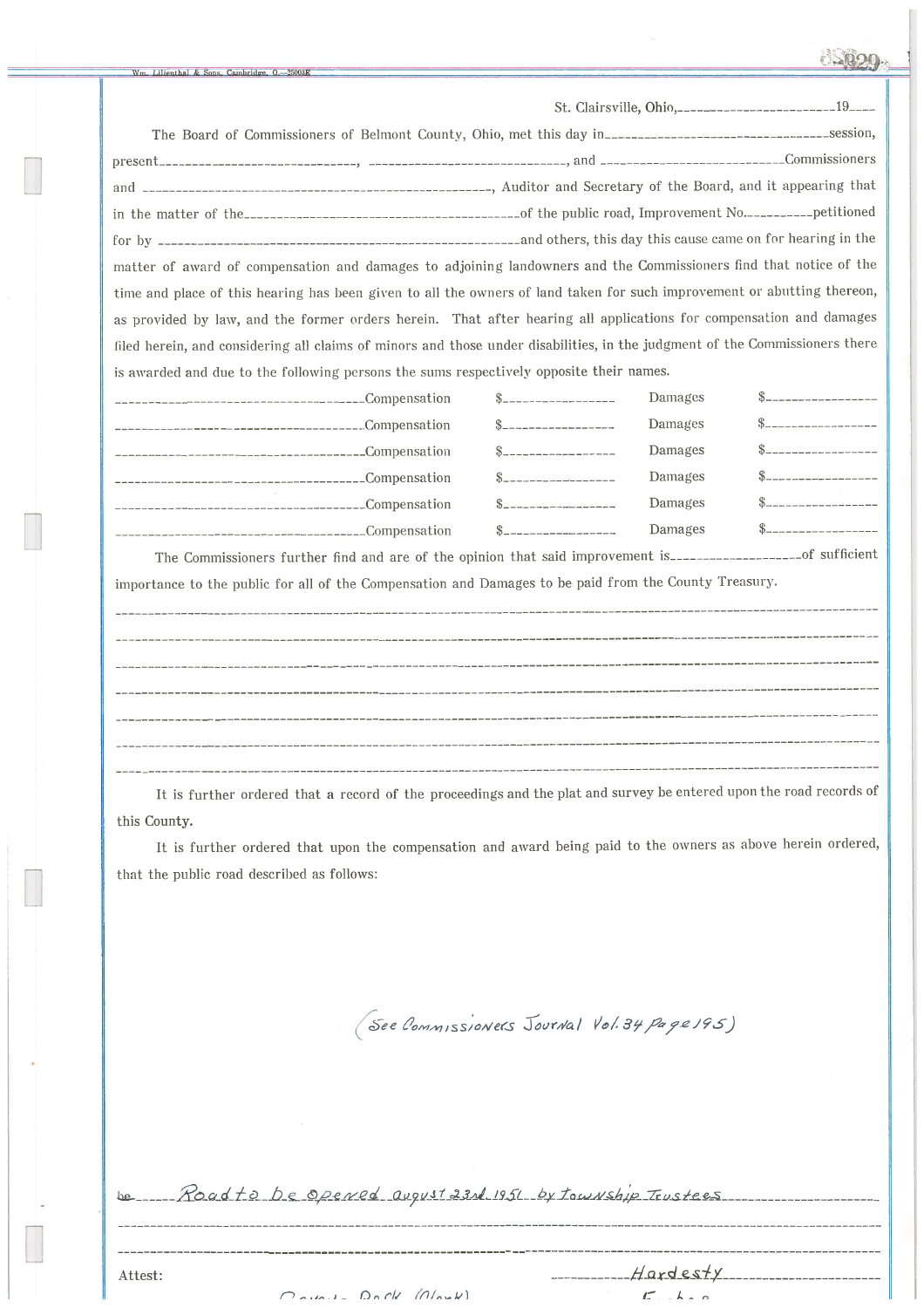Wm. Lilienthal & Sons, Cambridge, O.—25003E

St. Clairsville, Ohio,______________________19____

The Board of Commissioners of Belmont County, Ohio, met this day in______________________________session, present____________________________, ____________________________, and ________________________Commissioners and ________________________________________________, Auditor and Secretary of the Board, and it appearing that in the matter of the______________________________________of the public road, Improvement No.__________petitioned for by ________________________________________________and others, this day this cause came on for hearing in the matter of award of compensation and damages to adjoining landowners and the Commissioners find that notice of the time and place of this hearing has been given to all the owners of land taken for such improvement or abutting thereon, as provided by law, and the former orders herein. That after hearing all applications for compensation and damages filed herein, and considering all claims of minors and those under disabilities, in the judgment of the Commissioners there is awarded and due to the following persons the sums respectively opposite their names.

| | | | | |
|---|---|---|---|---|
| ____________________________________ | Compensation | $________________ | Damages | $________________ |
| ____________________________________ | Compensation | $________________ | Damages | $________________ |
| ____________________________________ | Compensation | $________________ | Damages | $________________ |
| ____________________________________ | Compensation | $________________ | Damages | $________________ |
| ____________________________________ | Compensation | $________________ | Damages | $________________ |
| ____________________________________ | Compensation | $________________ | Damages | $________________ |

The Commissioners further find and are of the opinion that said improvement is__________________of sufficient importance to the public for all of the Compensation and Damages to be paid from the County Treasury.

It is further ordered that a record of the proceedings and the plat and survey be entered upon the road records of this County.

It is further ordered that upon the compensation and award being paid to the owners as above herein ordered, that the public road described as follows:

(See Commissioners Journal Vol. 34 Page 195)

be ____*Road to be opened august 23rd 1951 by township Trustees*____

Attest: ____*Hardesty*____

*Rennie Rock (Clerk)*

*Forbes*